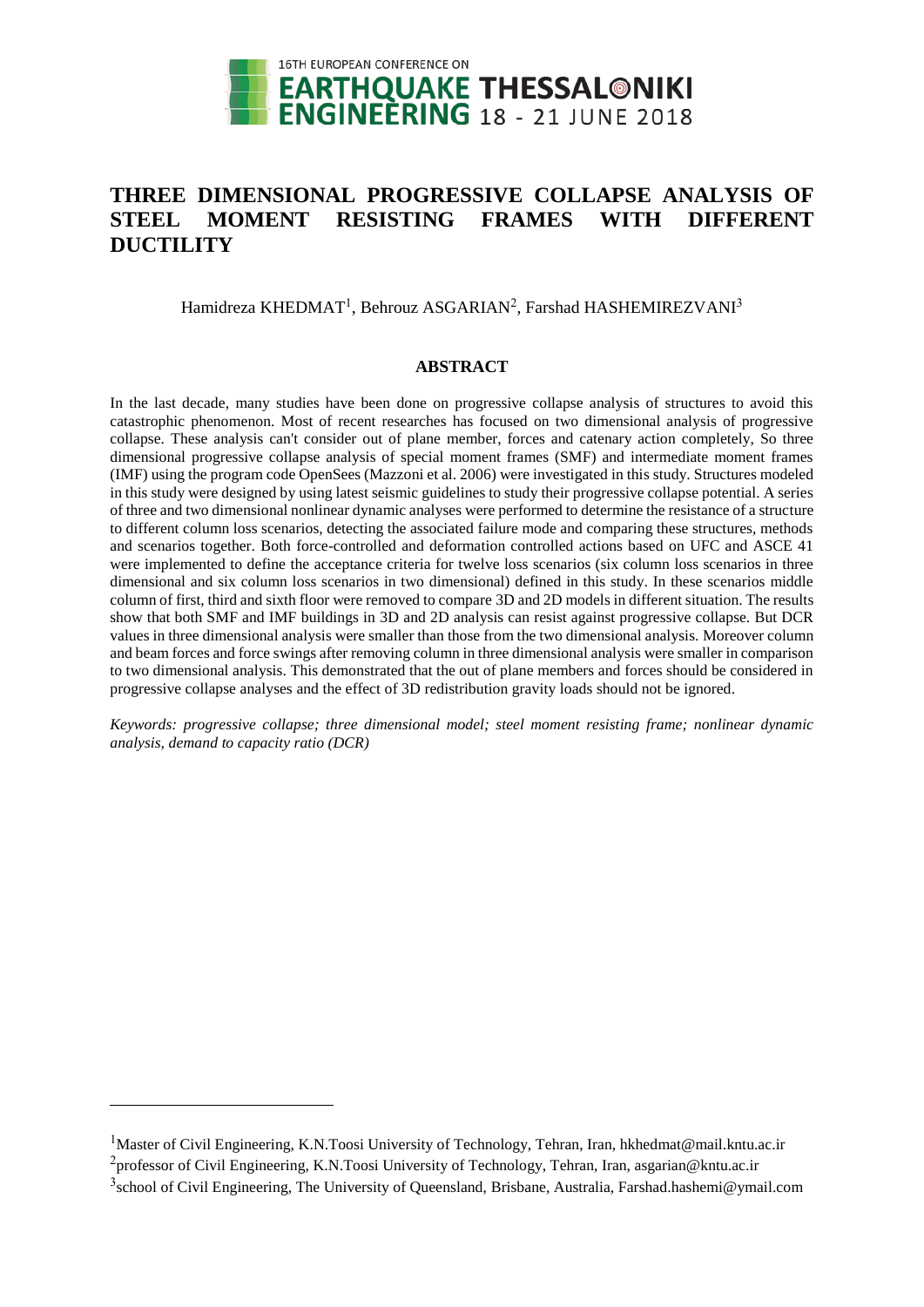# THREE DIMENSIONAL PROGRESSIVE COLLAPSE ANALYSIS OF STEEL MOMENT RESISTING FRAMES WITH DIFFERENT DUCTILITY

Hamidreza KHEDMAT[1], Behrouz ASGARIAN[2], Farshad HASHEMIREZVANI[3]

## ABSTRACT

In the last decade, many studies have been done on progressive collapse analysis of structures to avoid this catastrophic phenomenon. Most of recent researches has focused on two dimensional analysis of progressive collapse. These analysis can't consider out of plane member, forces and catenary action completely, So three dimensional progressive collapse analysis of special moment frames (SMF) and intermediate moment frames (IMF) using the program code OpenSees (Mazzoni et al. 2006) were investigated in this study. Structures modeled in this study were designed by using latest seismic guidelines to study their progressive collapse potential. A series of three and two dimensional nonlinear dynamic analyses were performed to determine the resistance of a structure to different column loss scenarios, detecting the associated failure mode and comparing these structures, methods and scenarios together. Both force-controlled and deformation controlled actions based on UFC and ASCE 41 were implemented to define the acceptance criteria for twelve loss scenarios (six column loss scenarios in three dimensional and six column loss scenarios in two dimensional) defined in this study. In these scenarios middle column of first, third and sixth floor were removed to compare 3D and 2D models in different situation. The results show that both SMF and IMF buildings in 3D and 2D analysis can resist against progressive collapse. But DCR values in three dimensional analysis were smaller than those from the two dimensional analysis. Moreover column and beam forces and force swings after removing column in three dimensional analysis were smaller in comparison to two dimensional analysis. This demonstrated that the out of plane members and forces should be considered in progressive collapse analyses and the effect of 3D redistribution gravity loads should not be ignored.

*Keywords: progressive collapse; three dimensional model; steel moment resisting frame; nonlinear dynamic analysis, demand to capacity ratio (DCR)*

---

[1]Master of Civil Engineering, K.N.Toosi University of Technology, Tehran, Iran, hkhedmat@mail.kntu.ac.ir

[2]professor of Civil Engineering, K.N.Toosi University of Technology, Tehran, Iran, asgarian@kntu.ac.ir

[3]school of Civil Engineering, The University of Queensland, Brisbane, Australia, Farshad.hashemi@ymail.com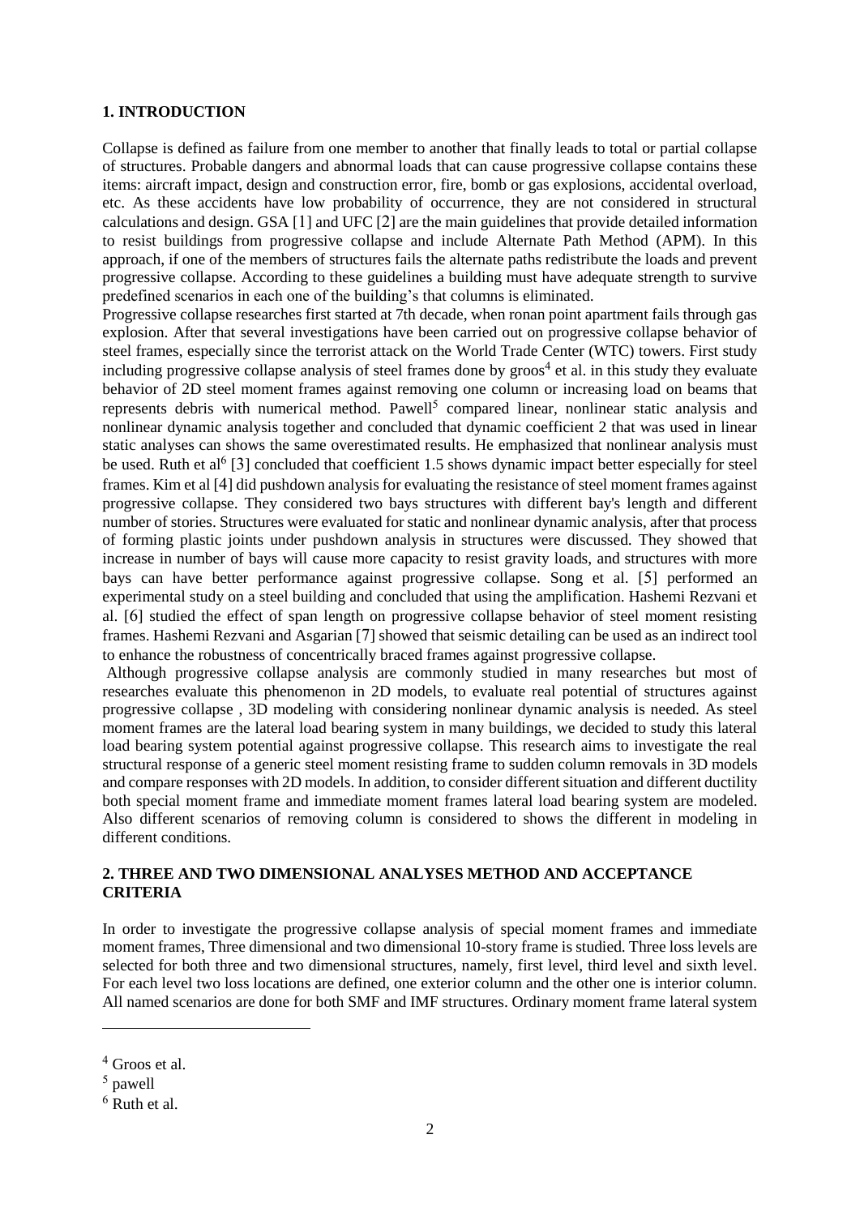## 1. INTRODUCTION

Collapse is defined as failure from one member to another that finally leads to total or partial collapse of structures. Probable dangers and abnormal loads that can cause progressive collapse contains these items: aircraft impact, design and construction error, fire, bomb or gas explosions, accidental overload, etc. As these accidents have low probability of occurrence, they are not considered in structural calculations and design. GSA [1] and UFC [2] are the main guidelines that provide detailed information to resist buildings from progressive collapse and include Alternate Path Method (APM). In this approach, if one of the members of structures fails the alternate paths redistribute the loads and prevent progressive collapse. According to these guidelines a building must have adequate strength to survive predefined scenarios in each one of the building's that columns is eliminated.

Progressive collapse researches first started at 7th decade, when ronan point apartment fails through gas explosion. After that several investigations have been carried out on progressive collapse behavior of steel frames, especially since the terrorist attack on the World Trade Center (WTC) towers. First study including progressive collapse analysis of steel frames done by groos[4] et al. in this study they evaluate behavior of 2D steel moment frames against removing one column or increasing load on beams that represents debris with numerical method. Pawell[5] compared linear, nonlinear static analysis and nonlinear dynamic analysis together and concluded that dynamic coefficient 2 that was used in linear static analyses can shows the same overestimated results. He emphasized that nonlinear analysis must be used. Ruth et al[6] [3] concluded that coefficient 1.5 shows dynamic impact better especially for steel frames. Kim et al [4] did pushdown analysis for evaluating the resistance of steel moment frames against progressive collapse. They considered two bays structures with different bay's length and different number of stories. Structures were evaluated for static and nonlinear dynamic analysis, after that process of forming plastic joints under pushdown analysis in structures were discussed. They showed that increase in number of bays will cause more capacity to resist gravity loads, and structures with more bays can have better performance against progressive collapse. Song et al. [5] performed an experimental study on a steel building and concluded that using the amplification. Hashemi Rezvani et al. [6] studied the effect of span length on progressive collapse behavior of steel moment resisting frames. Hashemi Rezvani and Asgarian [7] showed that seismic detailing can be used as an indirect tool to enhance the robustness of concentrically braced frames against progressive collapse.

Although progressive collapse analysis are commonly studied in many researches but most of researches evaluate this phenomenon in 2D models, to evaluate real potential of structures against progressive collapse , 3D modeling with considering nonlinear dynamic analysis is needed. As steel moment frames are the lateral load bearing system in many buildings, we decided to study this lateral load bearing system potential against progressive collapse. This research aims to investigate the real structural response of a generic steel moment resisting frame to sudden column removals in 3D models and compare responses with 2D models. In addition, to consider different situation and different ductility both special moment frame and immediate moment frames lateral load bearing system are modeled. Also different scenarios of removing column is considered to shows the different in modeling in different conditions.

## 2. THREE AND TWO DIMENSIONAL ANALYSES METHOD AND ACCEPTANCE CRITERIA

In order to investigate the progressive collapse analysis of special moment frames and immediate moment frames, Three dimensional and two dimensional 10-story frame is studied. Three loss levels are selected for both three and two dimensional structures, namely, first level, third level and sixth level. For each level two loss locations are defined, one exterior column and the other one is interior column. All named scenarios are done for both SMF and IMF structures. Ordinary moment frame lateral system

---

[4] Groos et al.

[5] pawell

[6] Ruth et al.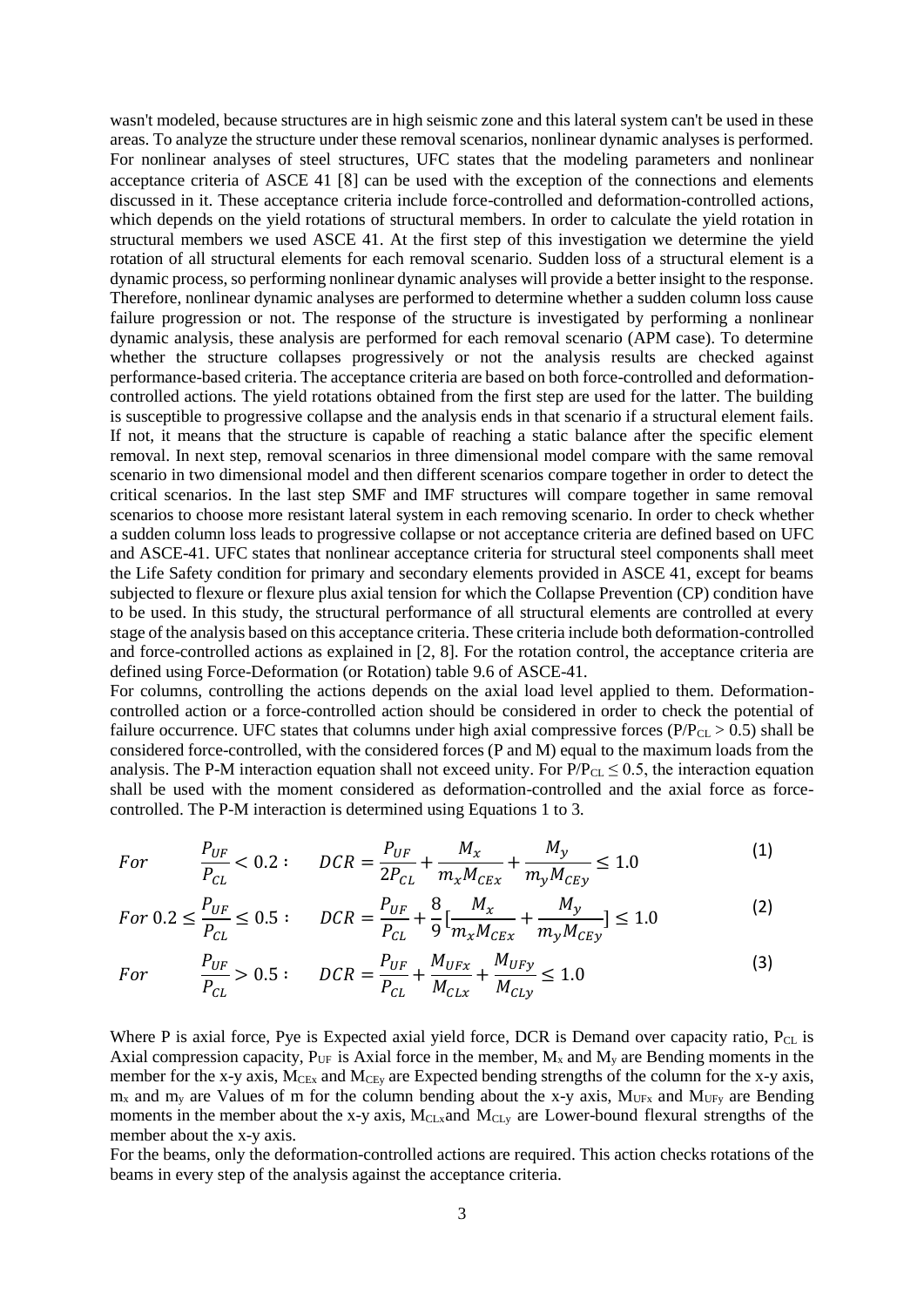wasn't modeled, because structures are in high seismic zone and this lateral system can't be used in these areas. To analyze the structure under these removal scenarios, nonlinear dynamic analyses is performed. For nonlinear analyses of steel structures, UFC states that the modeling parameters and nonlinear acceptance criteria of ASCE 41 [8] can be used with the exception of the connections and elements discussed in it. These acceptance criteria include force-controlled and deformation-controlled actions, which depends on the yield rotations of structural members. In order to calculate the yield rotation in structural members we used ASCE 41. At the first step of this investigation we determine the yield rotation of all structural elements for each removal scenario. Sudden loss of a structural element is a dynamic process, so performing nonlinear dynamic analyses will provide a better insight to the response. Therefore, nonlinear dynamic analyses are performed to determine whether a sudden column loss cause failure progression or not. The response of the structure is investigated by performing a nonlinear dynamic analysis, these analysis are performed for each removal scenario (APM case). To determine whether the structure collapses progressively or not the analysis results are checked against performance-based criteria. The acceptance criteria are based on both force-controlled and deformation-controlled actions. The yield rotations obtained from the first step are used for the latter. The building is susceptible to progressive collapse and the analysis ends in that scenario if a structural element fails. If not, it means that the structure is capable of reaching a static balance after the specific element removal. In next step, removal scenarios in three dimensional model compare with the same removal scenario in two dimensional model and then different scenarios compare together in order to detect the critical scenarios. In the last step SMF and IMF structures will compare together in same removal scenarios to choose more resistant lateral system in each removing scenario. In order to check whether a sudden column loss leads to progressive collapse or not acceptance criteria are defined based on UFC and ASCE-41. UFC states that nonlinear acceptance criteria for structural steel components shall meet the Life Safety condition for primary and secondary elements provided in ASCE 41, except for beams subjected to flexure or flexure plus axial tension for which the Collapse Prevention (CP) condition have to be used. In this study, the structural performance of all structural elements are controlled at every stage of the analysis based on this acceptance criteria. These criteria include both deformation-controlled and force-controlled actions as explained in [2, 8]. For the rotation control, the acceptance criteria are defined using Force-Deformation (or Rotation) table 9.6 of ASCE-41.

For columns, controlling the actions depends on the axial load level applied to them. Deformation-controlled action or a force-controlled action should be considered in order to check the potential of failure occurrence. UFC states that columns under high axial compressive forces ($P/P_{CL} > 0.5$) shall be considered force-controlled, with the considered forces (P and M) equal to the maximum loads from the analysis. The P-M interaction equation shall not exceed unity. For $P/P_{CL} \leq 0.5$, the interaction equation shall be used with the moment considered as deformation-controlled and the axial force as force-controlled. The P-M interaction is determined using Equations 1 to 3.

$$For \quad \frac{P_{UF}}{P_{CL}} < 0.2: \quad DCR = \frac{P_{UF}}{2P_{CL}} + \frac{M_x}{m_x M_{CEx}} + \frac{M_y}{m_y M_{CEy}} \leq 1.0 \tag{1}$$

$$For \; 0.2 \leq \frac{P_{UF}}{P_{CL}} \leq 0.5: \quad DCR = \frac{P_{UF}}{P_{CL}} + \frac{8}{9}\left[\frac{M_x}{m_x M_{CEx}} + \frac{M_y}{m_y M_{CEy}}\right] \leq 1.0 \tag{2}$$

$$For \quad \frac{P_{UF}}{P_{CL}} > 0.5: \quad DCR = \frac{P_{UF}}{P_{CL}} + \frac{M_{UFx}}{M_{CLx}} + \frac{M_{UFy}}{M_{CLy}} \leq 1.0 \tag{3}$$

Where P is axial force, Pye is Expected axial yield force, DCR is Demand over capacity ratio, $P_{CL}$ is Axial compression capacity, $P_{UF}$ is Axial force in the member, $M_x$ and $M_y$ are Bending moments in the member for the x-y axis, $M_{CEx}$ and $M_{CEy}$ are Expected bending strengths of the column for the x-y axis, $m_x$ and $m_y$ are Values of m for the column bending about the x-y axis, $M_{UFx}$ and $M_{UFy}$ are Bending moments in the member about the x-y axis, $M_{CLx}$ and $M_{CLy}$ are Lower-bound flexural strengths of the member about the x-y axis.

For the beams, only the deformation-controlled actions are required. This action checks rotations of the beams in every step of the analysis against the acceptance criteria.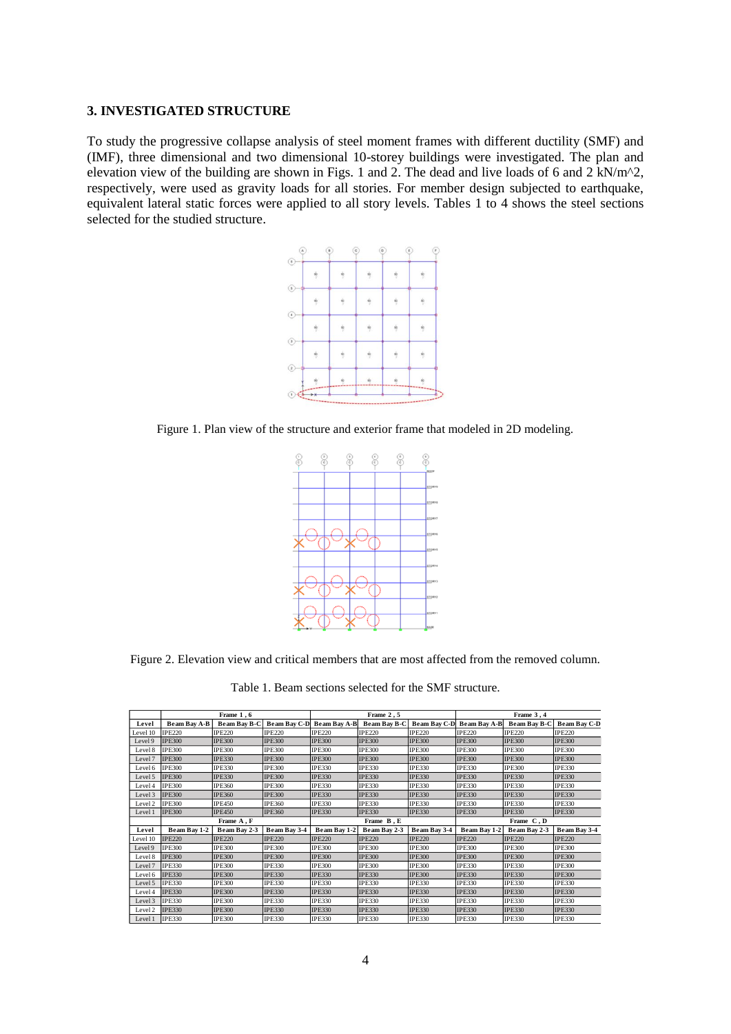## 3. INVESTIGATED STRUCTURE

To study the progressive collapse analysis of steel moment frames with different ductility (SMF) and (IMF), three dimensional and two dimensional 10-storey buildings were investigated. The plan and elevation view of the building are shown in Figs. 1 and 2. The dead and live loads of 6 and 2 kN/m^2, respectively, were used as gravity loads for all stories. For member design subjected to earthquake, equivalent lateral static forces were applied to all story levels. Tables 1 to 4 shows the steel sections selected for the studied structure.

Figure 1. Plan view of the structure and exterior frame that modeled in 2D modeling.

Figure 2. Elevation view and critical members that are most affected from the removed column.

Table 1. Beam sections selected for the SMF structure.

| Level | Frame 1 , 6 | | | Frame 2 , 5 | | | Frame 3 , 4 | | |
|---|---|---|---|---|---|---|---|---|---|
| Level | Beam Bay A-B | Beam Bay B-C | Beam Bay C-D | Beam Bay A-B | Beam Bay B-C | Beam Bay C-D | Beam Bay A-B | Beam Bay B-C | Beam Bay C-D |
| Level 10 | IPE220 | IPE220 | IPE220 | IPE220 | IPE220 | IPE220 | IPE220 | IPE220 | IPE220 |
| Level 9 | IPE300 | IPE300 | IPE300 | IPE300 | IPE300 | IPE300 | IPE300 | IPE300 | IPE300 |
| Level 8 | IPE300 | IPE300 | IPE300 | IPE300 | IPE300 | IPE300 | IPE300 | IPE300 | IPE300 |
| Level 7 | IPE300 | IPE330 | IPE300 | IPE300 | IPE300 | IPE300 | IPE300 | IPE300 | IPE300 |
| Level 6 | IPE300 | IPE330 | IPE300 | IPE330 | IPE330 | IPE330 | IPE330 | IPE300 | IPE330 |
| Level 5 | IPE300 | IPE330 | IPE300 | IPE330 | IPE330 | IPE330 | IPE330 | IPE330 | IPE330 |
| Level 4 | IPE300 | IPE360 | IPE300 | IPE330 | IPE330 | IPE330 | IPE330 | IPE330 | IPE330 |
| Level 3 | IPE300 | IPE360 | IPE300 | IPE330 | IPE330 | IPE330 | IPE330 | IPE330 | IPE330 |
| Level 2 | IPE300 | IPE450 | IPE360 | IPE330 | IPE330 | IPE330 | IPE330 | IPE330 | IPE330 |
| Level 1 | IPE300 | IPE450 | IPE360 | IPE330 | IPE330 | IPE330 | IPE330 | IPE330 | IPE330 |
| | Frame A , F | | | Frame B , E | | | Frame C , D | | |
| Level | Beam Bay 1-2 | Beam Bay 2-3 | Beam Bay 3-4 | Beam Bay 1-2 | Beam Bay 2-3 | Beam Bay 3-4 | Beam Bay 1-2 | Beam Bay 2-3 | Beam Bay 3-4 |
| Level 10 | IPE220 | IPE220 | IPE220 | IPE220 | IPE220 | IPE220 | IPE220 | IPE220 | IPE220 |
| Level 9 | IPE300 | IPE300 | IPE300 | IPE300 | IPE300 | IPE300 | IPE300 | IPE300 | IPE300 |
| Level 8 | IPE300 | IPE300 | IPE300 | IPE300 | IPE300 | IPE300 | IPE300 | IPE300 | IPE300 |
| Level 7 | IPE330 | IPE300 | IPE330 | IPE300 | IPE300 | IPE300 | IPE330 | IPE330 | IPE300 |
| Level 6 | IPE330 | IPE300 | IPE330 | IPE330 | IPE330 | IPE300 | IPE330 | IPE330 | IPE300 |
| Level 5 | IPE330 | IPE300 | IPE330 | IPE330 | IPE330 | IPE330 | IPE330 | IPE330 | IPE330 |
| Level 4 | IPE330 | IPE300 | IPE330 | IPE330 | IPE330 | IPE330 | IPE330 | IPE330 | IPE330 |
| Level 3 | IPE330 | IPE300 | IPE330 | IPE330 | IPE330 | IPE330 | IPE330 | IPE330 | IPE330 |
| Level 2 | IPE330 | IPE300 | IPE330 | IPE330 | IPE330 | IPE330 | IPE330 | IPE330 | IPE330 |
| Level 1 | IPE330 | IPE300 | IPE330 | IPE330 | IPE330 | IPE330 | IPE330 | IPE330 | IPE330 |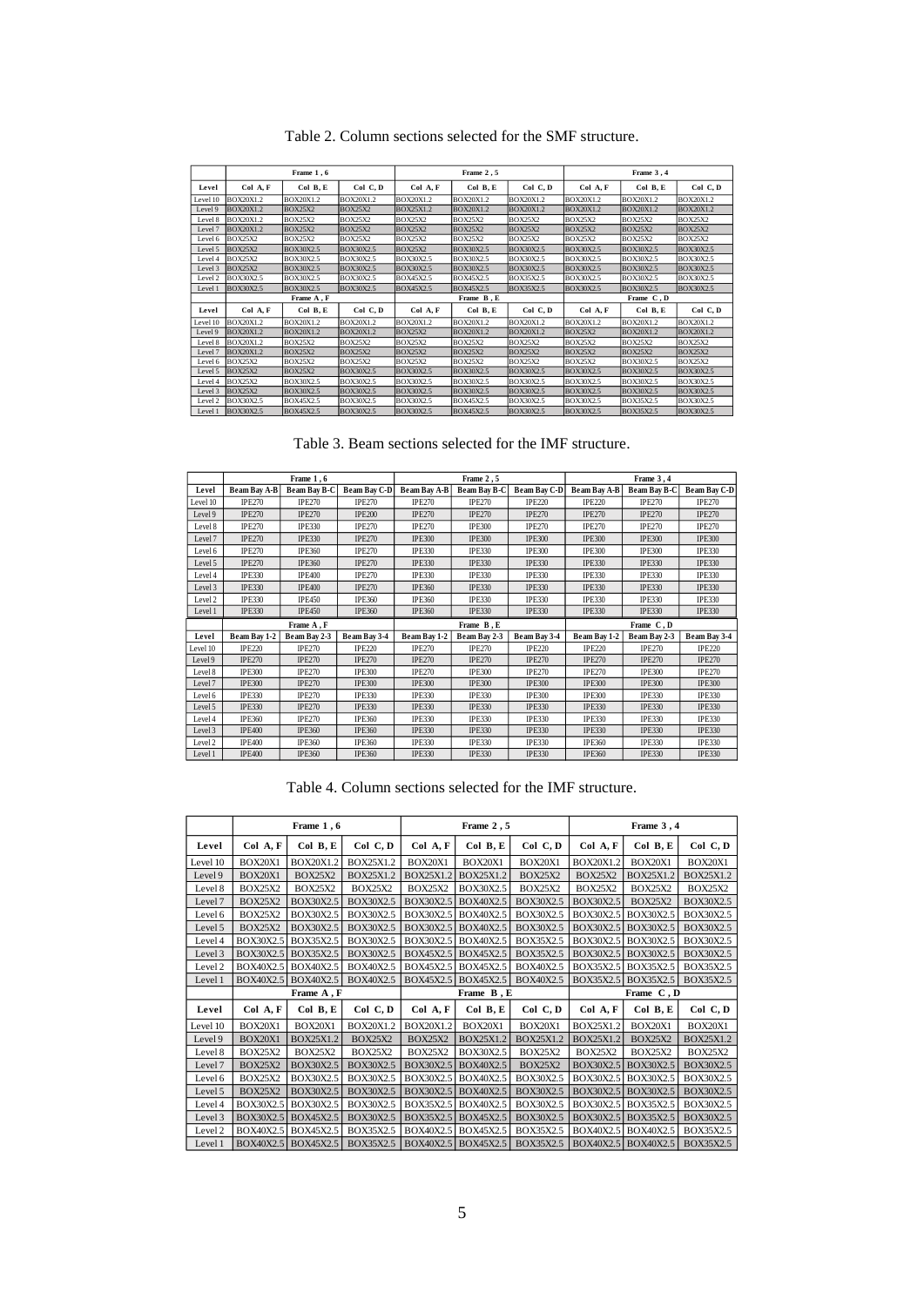Table 2. Column sections selected for the SMF structure.

| | Frame 1 , 6 | | | Frame 2 , 5 | | | Frame 3 , 4 | | |
|---|---|---|---|---|---|---|---|---|---|
| Level | Col A, F | Col B, E | Col C, D | Col A, F | Col B, E | Col C, D | Col A, F | Col B, E | Col C, D |
| Level 10 | BOX20X1.2 | BOX20X1.2 | BOX20X1.2 | BOX20X1.2 | BOX20X1.2 | BOX20X1.2 | BOX20X1.2 | BOX20X1.2 | BOX20X1.2 |
| Level 9 | BOX20X1.2 | BOX25X2 | BOX25X2 | BOX25X1.2 | BOX20X1.2 | BOX20X1.2 | BOX20X1.2 | BOX20X1.2 | BOX20X1.2 |
| Level 8 | BOX20X1.2 | BOX25X2 | BOX25X2 | BOX25X2 | BOX25X2 | BOX25X2 | BOX25X2 | BOX25X2 | BOX25X2 |
| Level 7 | BOX20X1.2 | BOX25X2 | BOX25X2 | BOX25X2 | BOX25X2 | BOX25X2 | BOX25X2 | BOX25X2 | BOX25X2 |
| Level 6 | BOX25X2 | BOX25X2 | BOX25X2 | BOX25X2 | BOX25X2 | BOX25X2 | BOX25X2 | BOX25X2 | BOX25X2 |
| Level 5 | BOX25X2 | BOX30X2.5 | BOX30X2.5 | BOX25X2 | BOX30X2.5 | BOX30X2.5 | BOX30X2.5 | BOX30X2.5 | BOX30X2.5 |
| Level 4 | BOX25X2 | BOX30X2.5 | BOX30X2.5 | BOX30X2.5 | BOX30X2.5 | BOX30X2.5 | BOX30X2.5 | BOX30X2.5 | BOX30X2.5 |
| Level 3 | BOX25X2 | BOX30X2.5 | BOX30X2.5 | BOX30X2.5 | BOX30X2.5 | BOX30X2.5 | BOX30X2.5 | BOX30X2.5 | BOX30X2.5 |
| Level 2 | BOX30X2.5 | BOX30X2.5 | BOX30X2.5 | BOX45X2.5 | BOX45X2.5 | BOX35X2.5 | BOX30X2.5 | BOX30X2.5 | BOX30X2.5 |
| Level 1 | BOX30X2.5 | BOX30X2.5 | BOX30X2.5 | BOX45X2.5 | BOX45X2.5 | BOX35X2.5 | BOX30X2.5 | BOX30X2.5 | BOX30X2.5 |
| | Frame A , F | | | Frame B , E | | | Frame C , D | | |
| Level | Col A, F | Col B, E | Col C, D | Col A, F | Col B, E | Col C, D | Col A, F | Col B, E | Col C, D |
| Level 10 | BOX20X1.2 | BOX20X1.2 | BOX20X1.2 | BOX20X1.2 | BOX20X1.2 | BOX20X1.2 | BOX20X1.2 | BOX20X1.2 | BOX20X1.2 |
| Level 9 | BOX20X1.2 | BOX20X1.2 | BOX20X1.2 | BOX25X2 | BOX20X1.2 | BOX20X1.2 | BOX25X2 | BOX20X1.2 | BOX20X1.2 |
| Level 8 | BOX20X1.2 | BOX25X2 | BOX25X2 | BOX25X2 | BOX25X2 | BOX25X2 | BOX25X2 | BOX25X2 | BOX25X2 |
| Level 7 | BOX20X1.2 | BOX25X2 | BOX25X2 | BOX25X2 | BOX25X2 | BOX25X2 | BOX25X2 | BOX25X2 | BOX25X2 |
| Level 6 | BOX25X2 | BOX25X2 | BOX25X2 | BOX25X2 | BOX25X2 | BOX25X2 | BOX25X2 | BOX30X2.5 | BOX25X2 |
| Level 5 | BOX25X2 | BOX25X2 | BOX30X2.5 | BOX30X2.5 | BOX30X2.5 | BOX30X2.5 | BOX30X2.5 | BOX30X2.5 | BOX30X2.5 |
| Level 4 | BOX25X2 | BOX30X2.5 | BOX30X2.5 | BOX30X2.5 | BOX30X2.5 | BOX30X2.5 | BOX30X2.5 | BOX30X2.5 | BOX30X2.5 |
| Level 3 | BOX25X2 | BOX30X2.5 | BOX30X2.5 | BOX30X2.5 | BOX30X2.5 | BOX30X2.5 | BOX30X2.5 | BOX30X2.5 | BOX30X2.5 |
| Level 2 | BOX30X2.5 | BOX45X2.5 | BOX30X2.5 | BOX30X2.5 | BOX45X2.5 | BOX30X2.5 | BOX30X2.5 | BOX35X2.5 | BOX30X2.5 |
| Level 1 | BOX30X2.5 | BOX45X2.5 | BOX30X2.5 | BOX30X2.5 | BOX45X2.5 | BOX30X2.5 | BOX30X2.5 | BOX35X2.5 | BOX30X2.5 |

Table 3. Beam sections selected for the IMF structure.

| | Frame 1 , 6 | | | Frame 2 , 5 | | | Frame 3 , 4 | | |
|---|---|---|---|---|---|---|---|---|---|
| Level | Beam Bay A-B | Beam Bay B-C | Beam Bay C-D | Beam Bay A-B | Beam Bay B-C | Beam Bay C-D | Beam Bay A-B | Beam Bay B-C | Beam Bay C-D |
| Level 10 | IPE270 | IPE270 | IPE270 | IPE270 | IPE270 | IPE220 | IPE220 | IPE270 | IPE270 |
| Level 9 | IPE270 | IPE270 | IPE200 | IPE270 | IPE270 | IPE270 | IPE270 | IPE270 | IPE270 |
| Level 8 | IPE270 | IPE330 | IPE270 | IPE270 | IPE300 | IPE270 | IPE270 | IPE270 | IPE270 |
| Level 7 | IPE270 | IPE330 | IPE270 | IPE300 | IPE300 | IPE300 | IPE300 | IPE300 | IPE300 |
| Level 6 | IPE270 | IPE360 | IPE270 | IPE330 | IPE330 | IPE300 | IPE300 | IPE300 | IPE330 |
| Level 5 | IPE270 | IPE360 | IPE270 | IPE330 | IPE330 | IPE330 | IPE330 | IPE330 | IPE330 |
| Level 4 | IPE330 | IPE400 | IPE270 | IPE330 | IPE330 | IPE330 | IPE330 | IPE330 | IPE330 |
| Level 3 | IPE330 | IPE400 | IPE270 | IPE360 | IPE330 | IPE330 | IPE330 | IPE330 | IPE330 |
| Level 2 | IPE330 | IPE450 | IPE360 | IPE360 | IPE330 | IPE330 | IPE330 | IPE330 | IPE330 |
| Level 1 | IPE330 | IPE450 | IPE360 | IPE360 | IPE330 | IPE330 | IPE330 | IPE330 | IPE330 |
| | Frame A , F | | | Frame B , E | | | Frame C , D | | |
| Level | Beam Bay 1-2 | Beam Bay 2-3 | Beam Bay 3-4 | Beam Bay 1-2 | Beam Bay 2-3 | Beam Bay 3-4 | Beam Bay 1-2 | Beam Bay 2-3 | Beam Bay 3-4 |
| Level 10 | IPE220 | IPE270 | IPE220 | IPE270 | IPE270 | IPE220 | IPE220 | IPE270 | IPE220 |
| Level 9 | IPE270 | IPE270 | IPE270 | IPE270 | IPE270 | IPE270 | IPE270 | IPE270 | IPE270 |
| Level 8 | IPE300 | IPE270 | IPE300 | IPE270 | IPE300 | IPE270 | IPE270 | IPE300 | IPE270 |
| Level 7 | IPE300 | IPE270 | IPE300 | IPE300 | IPE300 | IPE300 | IPE300 | IPE300 | IPE300 |
| Level 6 | IPE330 | IPE270 | IPE330 | IPE330 | IPE330 | IPE300 | IPE300 | IPE330 | IPE330 |
| Level 5 | IPE330 | IPE270 | IPE330 | IPE330 | IPE330 | IPE330 | IPE330 | IPE330 | IPE330 |
| Level 4 | IPE360 | IPE270 | IPE360 | IPE330 | IPE330 | IPE330 | IPE330 | IPE330 | IPE330 |
| Level 3 | IPE400 | IPE360 | IPE360 | IPE330 | IPE330 | IPE330 | IPE330 | IPE330 | IPE330 |
| Level 2 | IPE400 | IPE360 | IPE360 | IPE330 | IPE330 | IPE330 | IPE360 | IPE330 | IPE330 |
| Level 1 | IPE400 | IPE360 | IPE360 | IPE330 | IPE330 | IPE330 | IPE360 | IPE330 | IPE330 |

Table 4. Column sections selected for the IMF structure.

| | Frame 1 , 6 | | | Frame 2 , 5 | | | Frame 3 , 4 | | |
|---|---|---|---|---|---|---|---|---|---|
| Level | Col A, F | Col B, E | Col C, D | Col A, F | Col B, E | Col C, D | Col A, F | Col B, E | Col C, D |
| Level 10 | BOX20X1 | BOX20X1.2 | BOX25X1.2 | BOX20X1 | BOX20X1 | BOX20X1 | BOX20X1.2 | BOX20X1 | BOX20X1 |
| Level 9 | BOX20X1 | BOX25X2 | BOX25X1.2 | BOX25X1.2 | BOX25X1.2 | BOX25X2 | BOX25X2 | BOX25X1.2 | BOX25X1.2 |
| Level 8 | BOX25X2 | BOX25X2 | BOX25X2 | BOX25X2 | BOX30X2.5 | BOX25X2 | BOX25X2 | BOX25X2 | BOX25X2 |
| Level 7 | BOX25X2 | BOX30X2.5 | BOX30X2.5 | BOX30X2.5 | BOX40X2.5 | BOX30X2.5 | BOX30X2.5 | BOX25X2 | BOX30X2.5 |
| Level 6 | BOX25X2 | BOX30X2.5 | BOX30X2.5 | BOX30X2.5 | BOX40X2.5 | BOX30X2.5 | BOX30X2.5 | BOX30X2.5 | BOX30X2.5 |
| Level 5 | BOX25X2 | BOX30X2.5 | BOX30X2.5 | BOX30X2.5 | BOX40X2.5 | BOX30X2.5 | BOX30X2.5 | BOX30X2.5 | BOX30X2.5 |
| Level 4 | BOX30X2.5 | BOX35X2.5 | BOX30X2.5 | BOX30X2.5 | BOX40X2.5 | BOX35X2.5 | BOX30X2.5 | BOX30X2.5 | BOX30X2.5 |
| Level 3 | BOX30X2.5 | BOX35X2.5 | BOX30X2.5 | BOX45X2.5 | BOX45X2.5 | BOX35X2.5 | BOX30X2.5 | BOX30X2.5 | BOX30X2.5 |
| Level 2 | BOX40X2.5 | BOX40X2.5 | BOX40X2.5 | BOX45X2.5 | BOX45X2.5 | BOX40X2.5 | BOX35X2.5 | BOX35X2.5 | BOX35X2.5 |
| Level 1 | BOX40X2.5 | BOX40X2.5 | BOX40X2.5 | BOX45X2.5 | BOX45X2.5 | BOX40X2.5 | BOX35X2.5 | BOX35X2.5 | BOX35X2.5 |
| | Frame A , F | | | Frame B , E | | | Frame C , D | | |
| Level | Col A, F | Col B, E | Col C, D | Col A, F | Col B, E | Col C, D | Col A, F | Col B, E | Col C, D |
| Level 10 | BOX20X1 | BOX20X1 | BOX20X1.2 | BOX20X1.2 | BOX20X1 | BOX20X1 | BOX25X1.2 | BOX20X1 | BOX20X1 |
| Level 9 | BOX20X1 | BOX25X1.2 | BOX25X2 | BOX25X2 | BOX25X1.2 | BOX25X1.2 | BOX25X1.2 | BOX25X2 | BOX25X1.2 |
| Level 8 | BOX25X2 | BOX25X2 | BOX25X2 | BOX25X2 | BOX30X2.5 | BOX25X2 | BOX25X2 | BOX25X2 | BOX25X2 |
| Level 7 | BOX25X2 | BOX30X2.5 | BOX30X2.5 | BOX30X2.5 | BOX40X2.5 | BOX25X2 | BOX30X2.5 | BOX30X2.5 | BOX30X2.5 |
| Level 6 | BOX25X2 | BOX30X2.5 | BOX30X2.5 | BOX30X2.5 | BOX40X2.5 | BOX30X2.5 | BOX30X2.5 | BOX30X2.5 | BOX30X2.5 |
| Level 5 | BOX25X2 | BOX30X2.5 | BOX30X2.5 | BOX30X2.5 | BOX40X2.5 | BOX30X2.5 | BOX30X2.5 | BOX30X2.5 | BOX30X2.5 |
| Level 4 | BOX30X2.5 | BOX30X2.5 | BOX30X2.5 | BOX35X2.5 | BOX40X2.5 | BOX30X2.5 | BOX30X2.5 | BOX35X2.5 | BOX30X2.5 |
| Level 3 | BOX30X2.5 | BOX45X2.5 | BOX30X2.5 | BOX35X2.5 | BOX45X2.5 | BOX30X2.5 | BOX30X2.5 | BOX35X2.5 | BOX30X2.5 |
| Level 2 | BOX40X2.5 | BOX45X2.5 | BOX35X2.5 | BOX40X2.5 | BOX45X2.5 | BOX35X2.5 | BOX40X2.5 | BOX40X2.5 | BOX35X2.5 |
| Level 1 | BOX40X2.5 | BOX45X2.5 | BOX35X2.5 | BOX40X2.5 | BOX45X2.5 | BOX35X2.5 | BOX40X2.5 | BOX40X2.5 | BOX35X2.5 |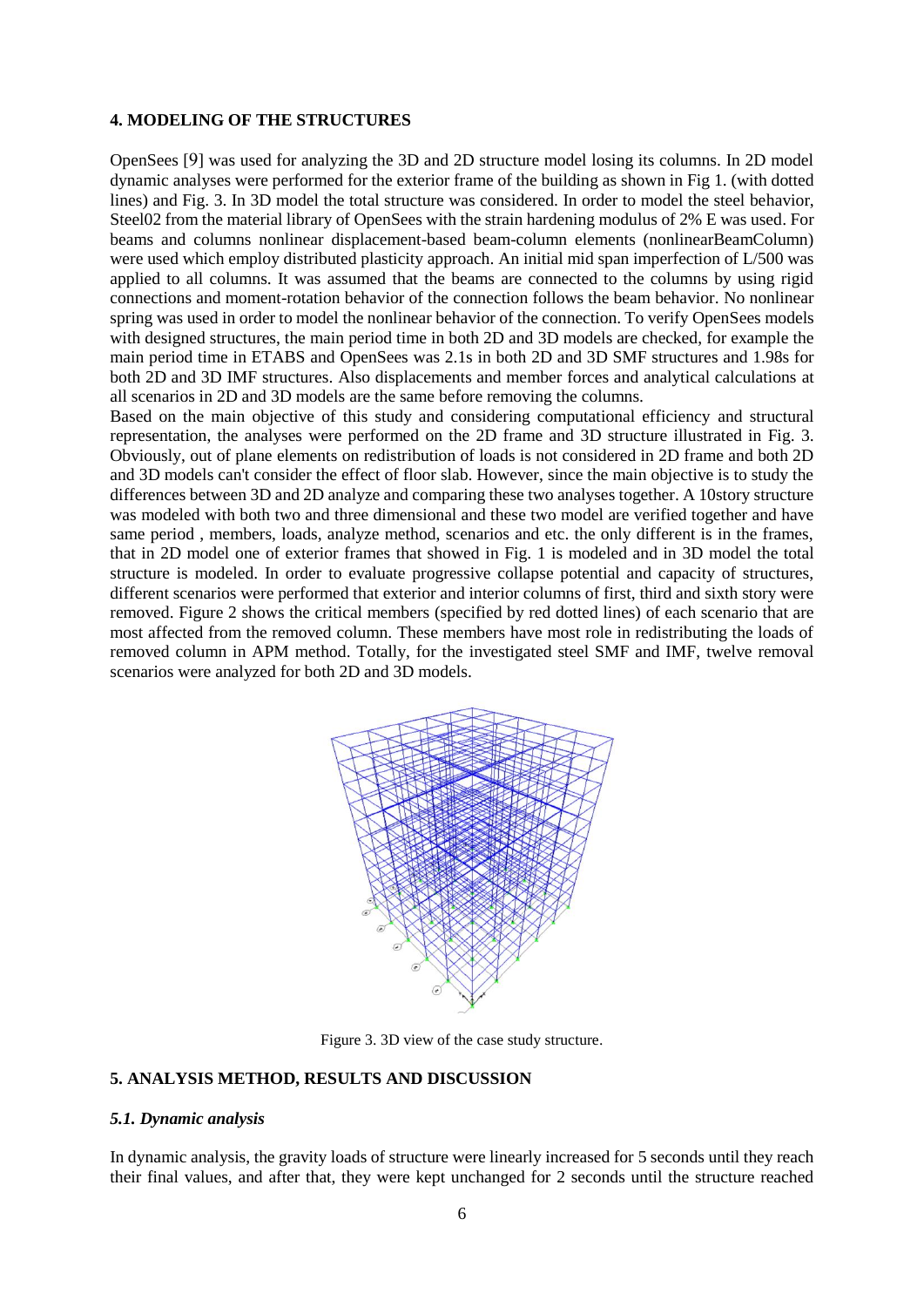## 4. MODELING OF THE STRUCTURES

OpenSees [9] was used for analyzing the 3D and 2D structure model losing its columns. In 2D model dynamic analyses were performed for the exterior frame of the building as shown in Fig 1. (with dotted lines) and Fig. 3. In 3D model the total structure was considered. In order to model the steel behavior, Steel02 from the material library of OpenSees with the strain hardening modulus of 2% E was used. For beams and columns nonlinear displacement-based beam-column elements (nonlinearBeamColumn) were used which employ distributed plasticity approach. An initial mid span imperfection of L/500 was applied to all columns. It was assumed that the beams are connected to the columns by using rigid connections and moment-rotation behavior of the connection follows the beam behavior. No nonlinear spring was used in order to model the nonlinear behavior of the connection. To verify OpenSees models with designed structures, the main period time in both 2D and 3D models are checked, for example the main period time in ETABS and OpenSees was 2.1s in both 2D and 3D SMF structures and 1.98s for both 2D and 3D IMF structures. Also displacements and member forces and analytical calculations at all scenarios in 2D and 3D models are the same before removing the columns.

Based on the main objective of this study and considering computational efficiency and structural representation, the analyses were performed on the 2D frame and 3D structure illustrated in Fig. 3. Obviously, out of plane elements on redistribution of loads is not considered in 2D frame and both 2D and 3D models can't consider the effect of floor slab. However, since the main objective is to study the differences between 3D and 2D analyze and comparing these two analyses together. A 10story structure was modeled with both two and three dimensional and these two model are verified together and have same period , members, loads, analyze method, scenarios and etc. the only different is in the frames, that in 2D model one of exterior frames that showed in Fig. 1 is modeled and in 3D model the total structure is modeled. In order to evaluate progressive collapse potential and capacity of structures, different scenarios were performed that exterior and interior columns of first, third and sixth story were removed. Figure 2 shows the critical members (specified by red dotted lines) of each scenario that are most affected from the removed column. These members have most role in redistributing the loads of removed column in APM method. Totally, for the investigated steel SMF and IMF, twelve removal scenarios were analyzed for both 2D and 3D models.

Figure 3. 3D view of the case study structure.

## 5. ANALYSIS METHOD, RESULTS AND DISCUSSION

### *5.1. Dynamic analysis*

In dynamic analysis, the gravity loads of structure were linearly increased for 5 seconds until they reach their final values, and after that, they were kept unchanged for 2 seconds until the structure reached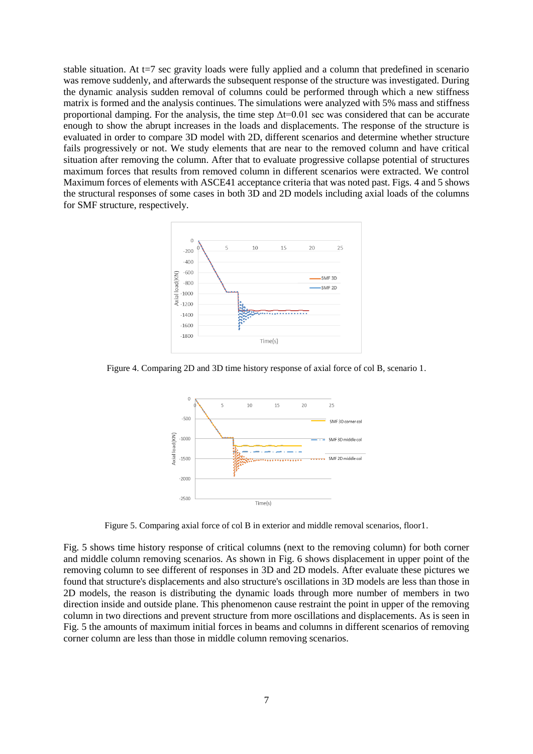stable situation. At t=7 sec gravity loads were fully applied and a column that predefined in scenario was remove suddenly, and afterwards the subsequent response of the structure was investigated. During the dynamic analysis sudden removal of columns could be performed through which a new stiffness matrix is formed and the analysis continues. The simulations were analyzed with 5% mass and stiffness proportional damping. For the analysis, the time step $\Delta t$=0.01 sec was considered that can be accurate enough to show the abrupt increases in the loads and displacements. The response of the structure is evaluated in order to compare 3D model with 2D, different scenarios and determine whether structure fails progressively or not. We study elements that are near to the removed column and have critical situation after removing the column. After that to evaluate progressive collapse potential of structures maximum forces that results from removed column in different scenarios were extracted. We control Maximum forces of elements with ASCE41 acceptance criteria that was noted past. Figs. 4 and 5 shows the structural responses of some cases in both 3D and 2D models including axial loads of the columns for SMF structure, respectively.

Figure 4. Comparing 2D and 3D time history response of axial force of col B, scenario 1.

Figure 5. Comparing axial force of col B in exterior and middle removal scenarios, floor1.

Fig. 5 shows time history response of critical columns (next to the removing column) for both corner and middle column removing scenarios. As shown in Fig. 6 shows displacement in upper point of the removing column to see different of responses in 3D and 2D models. After evaluate these pictures we found that structure's displacements and also structure's oscillations in 3D models are less than those in 2D models, the reason is distributing the dynamic loads through more number of members in two direction inside and outside plane. This phenomenon cause restraint the point in upper of the removing column in two directions and prevent structure from more oscillations and displacements. As is seen in Fig. 5 the amounts of maximum initial forces in beams and columns in different scenarios of removing corner column are less than those in middle column removing scenarios.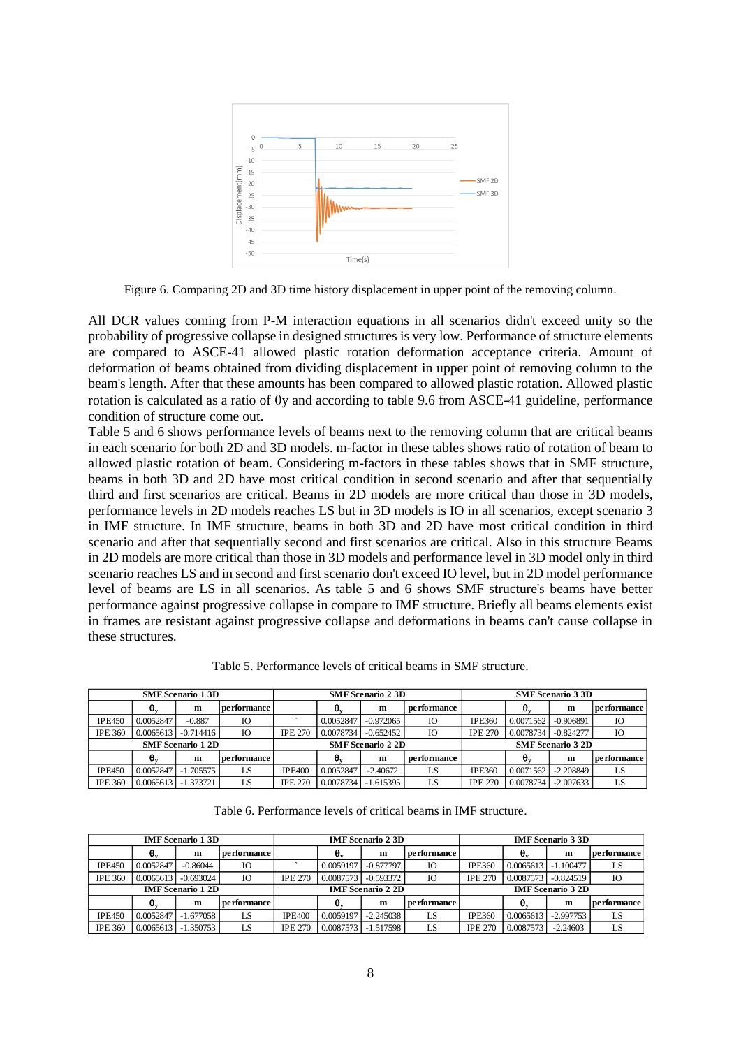Figure 6. Comparing 2D and 3D time history displacement in upper point of the removing column.

All DCR values coming from P-M interaction equations in all scenarios didn't exceed unity so the probability of progressive collapse in designed structures is very low. Performance of structure elements are compared to ASCE-41 allowed plastic rotation deformation acceptance criteria. Amount of deformation of beams obtained from dividing displacement in upper point of removing column to the beam's length. After that these amounts has been compared to allowed plastic rotation. Allowed plastic rotation is calculated as a ratio of θy and according to table 9.6 from ASCE-41 guideline, performance condition of structure come out.

Table 5 and 6 shows performance levels of beams next to the removing column that are critical beams in each scenario for both 2D and 3D models. m-factor in these tables shows ratio of rotation of beam to allowed plastic rotation of beam. Considering m-factors in these tables shows that in SMF structure, beams in both 3D and 2D have most critical condition in second scenario and after that sequentially third and first scenarios are critical. Beams in 2D models are more critical than those in 3D models, performance levels in 2D models reaches LS but in 3D models is IO in all scenarios, except scenario 3 in IMF structure. In IMF structure, beams in both 3D and 2D have most critical condition in third scenario and after that sequentially second and first scenarios are critical. Also in this structure Beams in 2D models are more critical than those in 3D models and performance level in 3D model only in third scenario reaches LS and in second and first scenario don't exceed IO level, but in 2D model performance level of beams are LS in all scenarios. As table 5 and 6 shows SMF structure's beams have better performance against progressive collapse in compare to IMF structure. Briefly all beams elements exist in frames are resistant against progressive collapse and deformations in beams can't cause collapse in these structures.

Table 5. Performance levels of critical beams in SMF structure.

| SMF Scenario 1 3D | | | | SMF Scenario 2 3D | | | | SMF Scenario 3 3D | | | |
|---|---|---|---|---|---|---|---|---|---|---|---|
| | $\theta_y$ | m | performance | | $\theta_y$ | m | performance | | $\theta_y$ | m | performance |
| IPE450 | 0.0052847 | -0.887 | IO | ` | 0.0052847 | -0.972065 | IO | IPE360 | 0.0071562 | -0.906891 | IO |
| IPE 360 | 0.0065613 | -0.714416 | IO | IPE 270 | 0.0078734 | -0.652452 | IO | IPE 270 | 0.0078734 | -0.824277 | IO |
| **SMF Scenario 1 2D** | | | | **SMF Scenario 2 2D** | | | | **SMF Scenario 3 2D** | | | |
| | $\theta_y$ | m | performance | | $\theta_y$ | m | performance | | $\theta_y$ | m | performance |
| IPE450 | 0.0052847 | -1.705575 | LS | IPE400 | 0.0052847 | -2.40672 | LS | IPE360 | 0.0071562 | -2.208849 | LS |
| IPE 360 | 0.0065613 | -1.373721 | LS | IPE 270 | 0.0078734 | -1.615395 | LS | IPE 270 | 0.0078734 | -2.007633 | LS |

Table 6. Performance levels of critical beams in IMF structure.

| IMF Scenario 1 3D | | | | IMF Scenario 2 3D | | | | IMF Scenario 3 3D | | | |
|---|---|---|---|---|---|---|---|---|---|---|---|
| | $\theta_y$ | m | performance | | $\theta_y$ | m | performance | | $\theta_y$ | m | performance |
| IPE450 | 0.0052847 | -0.86044 | IO | ` | 0.0059197 | -0.877797 | IO | IPE360 | 0.0065613 | -1.100477 | LS |
| IPE 360 | 0.0065613 | -0.693024 | IO | IPE 270 | 0.0087573 | -0.593372 | IO | IPE 270 | 0.0087573 | -0.824519 | IO |
| **IMF Scenario 1 2D** | | | | **IMF Scenario 2 2D** | | | | **IMF Scenario 3 2D** | | | |
| | $\theta_y$ | m | performance | | $\theta_y$ | m | performance | | $\theta_y$ | m | performance |
| IPE450 | 0.0052847 | -1.677058 | LS | IPE400 | 0.0059197 | -2.245038 | LS | IPE360 | 0.0065613 | -2.997753 | LS |
| IPE 360 | 0.0065613 | -1.350753 | LS | IPE 270 | 0.0087573 | -1.517598 | LS | IPE 270 | 0.0087573 | -2.24603 | LS |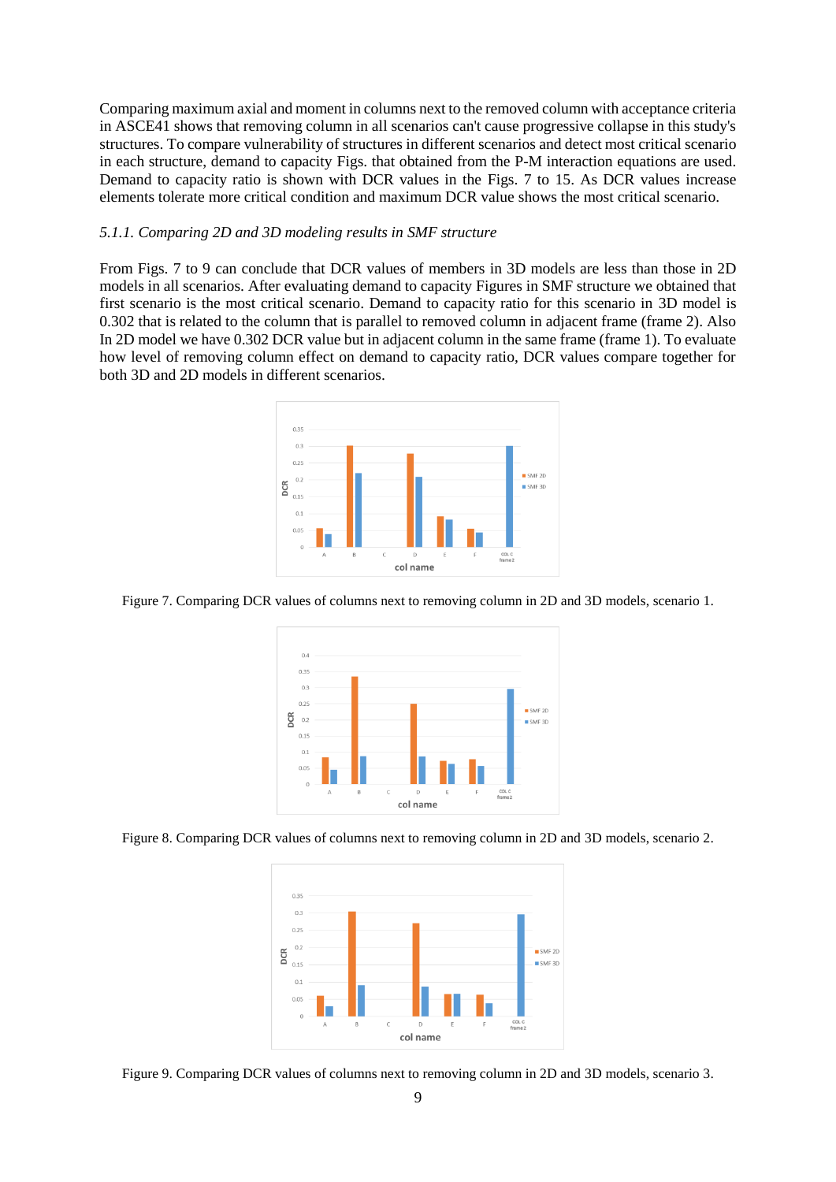Comparing maximum axial and moment in columns next to the removed column with acceptance criteria in ASCE41 shows that removing column in all scenarios can't cause progressive collapse in this study's structures. To compare vulnerability of structures in different scenarios and detect most critical scenario in each structure, demand to capacity Figs. that obtained from the P-M interaction equations are used. Demand to capacity ratio is shown with DCR values in the Figs. 7 to 15. As DCR values increase elements tolerate more critical condition and maximum DCR value shows the most critical scenario.

### *5.1.1. Comparing 2D and 3D modeling results in SMF structure*

From Figs. 7 to 9 can conclude that DCR values of members in 3D models are less than those in 2D models in all scenarios. After evaluating demand to capacity Figures in SMF structure we obtained that first scenario is the most critical scenario. Demand to capacity ratio for this scenario in 3D model is 0.302 that is related to the column that is parallel to removed column in adjacent frame (frame 2). Also In 2D model we have 0.302 DCR value but in adjacent column in the same frame (frame 1). To evaluate how level of removing column effect on demand to capacity ratio, DCR values compare together for both 3D and 2D models in different scenarios.

Figure 7. Comparing DCR values of columns next to removing column in 2D and 3D models, scenario 1.

Figure 8. Comparing DCR values of columns next to removing column in 2D and 3D models, scenario 2.

Figure 9. Comparing DCR values of columns next to removing column in 2D and 3D models, scenario 3.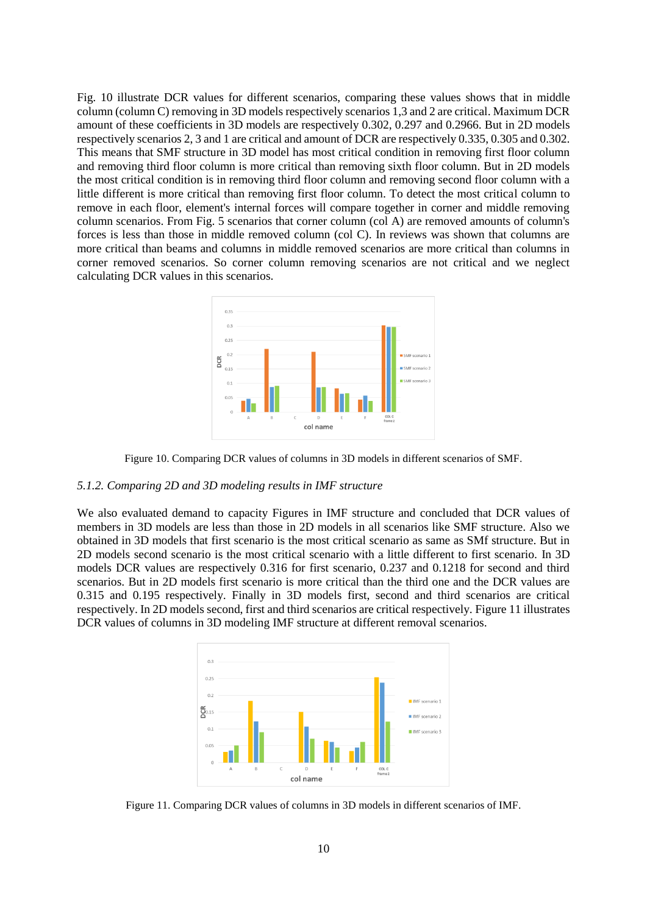Fig. 10 illustrate DCR values for different scenarios, comparing these values shows that in middle column (column C) removing in 3D models respectively scenarios 1,3 and 2 are critical. Maximum DCR amount of these coefficients in 3D models are respectively 0.302, 0.297 and 0.2966. But in 2D models respectively scenarios 2, 3 and 1 are critical and amount of DCR are respectively 0.335, 0.305 and 0.302. This means that SMF structure in 3D model has most critical condition in removing first floor column and removing third floor column is more critical than removing sixth floor column. But in 2D models the most critical condition is in removing third floor column and removing second floor column with a little different is more critical than removing first floor column. To detect the most critical column to remove in each floor, element's internal forces will compare together in corner and middle removing column scenarios. From Fig. 5 scenarios that corner column (col A) are removed amounts of column's forces is less than those in middle removed column (col C). In reviews was shown that columns are more critical than beams and columns in middle removed scenarios are more critical than columns in corner removed scenarios. So corner column removing scenarios are not critical and we neglect calculating DCR values in this scenarios.

Figure 10. Comparing DCR values of columns in 3D models in different scenarios of SMF.

### 5.1.2. Comparing 2D and 3D modeling results in IMF structure

We also evaluated demand to capacity Figures in IMF structure and concluded that DCR values of members in 3D models are less than those in 2D models in all scenarios like SMF structure. Also we obtained in 3D models that first scenario is the most critical scenario as same as SMf structure. But in 2D models second scenario is the most critical scenario with a little different to first scenario. In 3D models DCR values are respectively 0.316 for first scenario, 0.237 and 0.1218 for second and third scenarios. But in 2D models first scenario is more critical than the third one and the DCR values are 0.315 and 0.195 respectively. Finally in 3D models first, second and third scenarios are critical respectively. In 2D models second, first and third scenarios are critical respectively. Figure 11 illustrates DCR values of columns in 3D modeling IMF structure at different removal scenarios.

Figure 11. Comparing DCR values of columns in 3D models in different scenarios of IMF.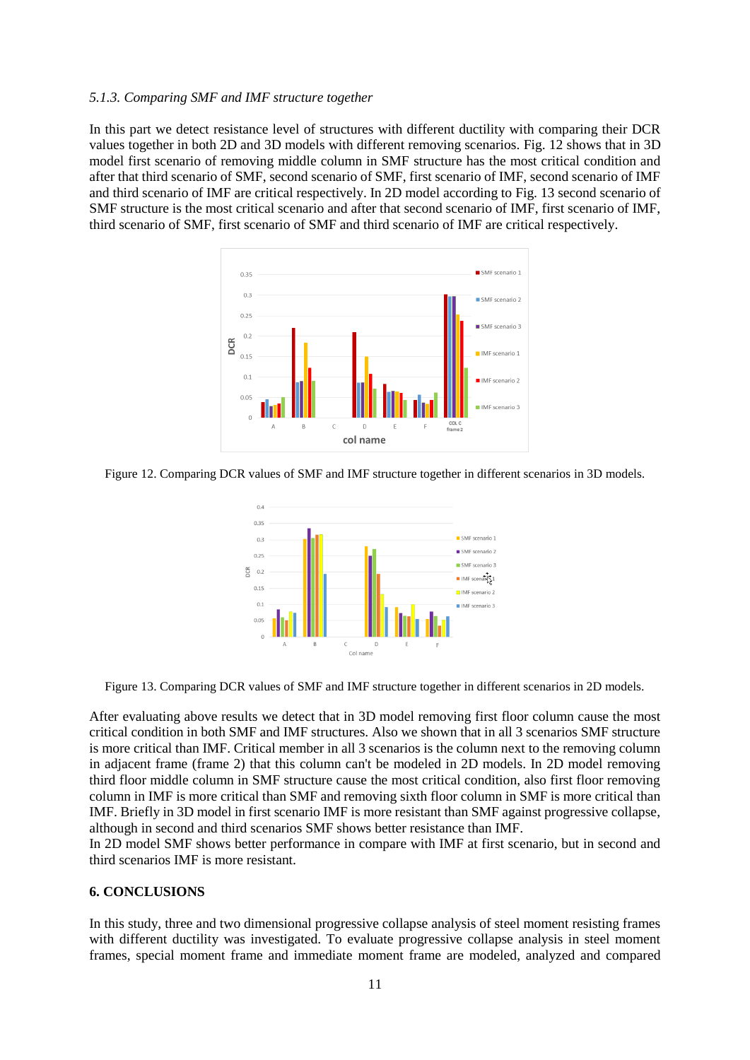*5.1.3. Comparing SMF and IMF structure together*

In this part we detect resistance level of structures with different ductility with comparing their DCR values together in both 2D and 3D models with different removing scenarios. Fig. 12 shows that in 3D model first scenario of removing middle column in SMF structure has the most critical condition and after that third scenario of SMF, second scenario of SMF, first scenario of IMF, second scenario of IMF and third scenario of IMF are critical respectively. In 2D model according to Fig. 13 second scenario of SMF structure is the most critical scenario and after that second scenario of IMF, first scenario of IMF, third scenario of SMF, first scenario of SMF and third scenario of IMF are critical respectively.

Figure 12. Comparing DCR values of SMF and IMF structure together in different scenarios in 3D models.

Figure 13. Comparing DCR values of SMF and IMF structure together in different scenarios in 2D models.

After evaluating above results we detect that in 3D model removing first floor column cause the most critical condition in both SMF and IMF structures. Also we shown that in all 3 scenarios SMF structure is more critical than IMF. Critical member in all 3 scenarios is the column next to the removing column in adjacent frame (frame 2) that this column can't be modeled in 2D models. In 2D model removing third floor middle column in SMF structure cause the most critical condition, also first floor removing column in IMF is more critical than SMF and removing sixth floor column in SMF is more critical than IMF. Briefly in 3D model in first scenario IMF is more resistant than SMF against progressive collapse, although in second and third scenarios SMF shows better resistance than IMF.
In 2D model SMF shows better performance in compare with IMF at first scenario, but in second and third scenarios IMF is more resistant.

## 6. CONCLUSIONS

In this study, three and two dimensional progressive collapse analysis of steel moment resisting frames with different ductility was investigated. To evaluate progressive collapse analysis in steel moment frames, special moment frame and immediate moment frame are modeled, analyzed and compared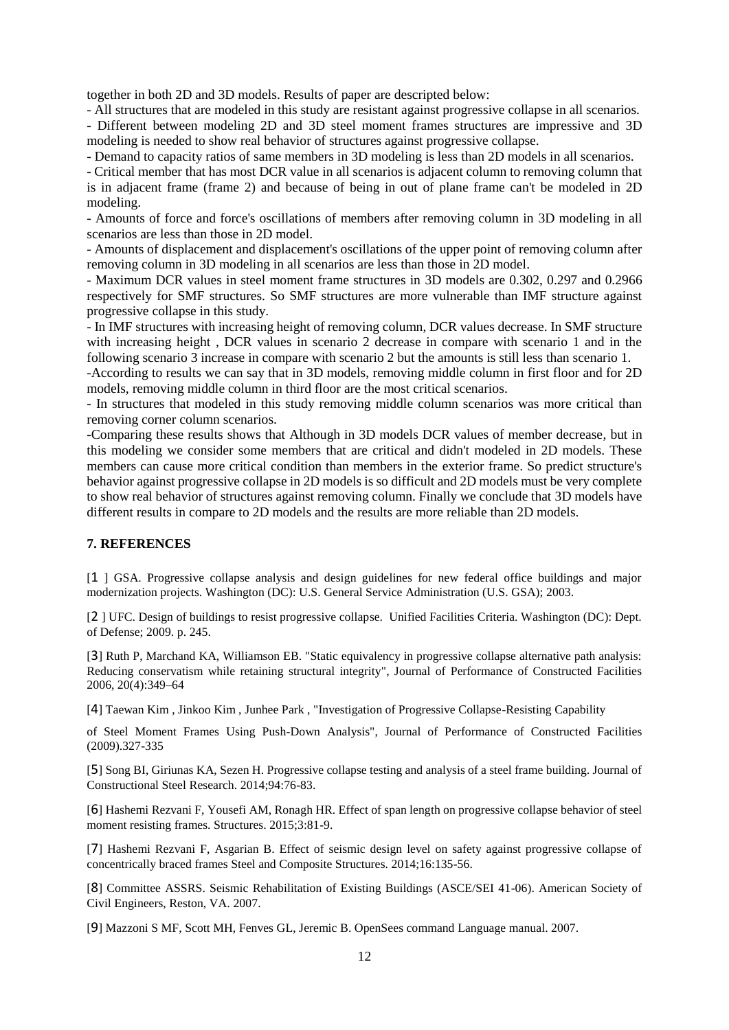together in both 2D and 3D models. Results of paper are descripted below:

- All structures that are modeled in this study are resistant against progressive collapse in all scenarios.
- Different between modeling 2D and 3D steel moment frames structures are impressive and 3D modeling is needed to show real behavior of structures against progressive collapse.
- Demand to capacity ratios of same members in 3D modeling is less than 2D models in all scenarios.
- Critical member that has most DCR value in all scenarios is adjacent column to removing column that is in adjacent frame (frame 2) and because of being in out of plane frame can't be modeled in 2D modeling.
- Amounts of force and force's oscillations of members after removing column in 3D modeling in all scenarios are less than those in 2D model.
- Amounts of displacement and displacement's oscillations of the upper point of removing column after removing column in 3D modeling in all scenarios are less than those in 2D model.
- Maximum DCR values in steel moment frame structures in 3D models are 0.302, 0.297 and 0.2966 respectively for SMF structures. So SMF structures are more vulnerable than IMF structure against progressive collapse in this study.
- In IMF structures with increasing height of removing column, DCR values decrease. In SMF structure with increasing height , DCR values in scenario 2 decrease in compare with scenario 1 and in the following scenario 3 increase in compare with scenario 2 but the amounts is still less than scenario 1.
- According to results we can say that in 3D models, removing middle column in first floor and for 2D models, removing middle column in third floor are the most critical scenarios.
- In structures that modeled in this study removing middle column scenarios was more critical than removing corner column scenarios.
- Comparing these results shows that Although in 3D models DCR values of member decrease, but in this modeling we consider some members that are critical and didn't modeled in 2D models. These members can cause more critical condition than members in the exterior frame. So predict structure's behavior against progressive collapse in 2D models is so difficult and 2D models must be very complete to show real behavior of structures against removing column. Finally we conclude that 3D models have different results in compare to 2D models and the results are more reliable than 2D models.

## 7. REFERENCES

[1 ] GSA. Progressive collapse analysis and design guidelines for new federal office buildings and major modernization projects. Washington (DC): U.S. General Service Administration (U.S. GSA); 2003.

[2 ] UFC. Design of buildings to resist progressive collapse. Unified Facilities Criteria. Washington (DC): Dept. of Defense; 2009. p. 245.

[3] Ruth P, Marchand KA, Williamson EB. "Static equivalency in progressive collapse alternative path analysis: Reducing conservatism while retaining structural integrity", Journal of Performance of Constructed Facilities 2006, 20(4):349–64

[4] Taewan Kim , Jinkoo Kim , Junhee Park , "Investigation of Progressive Collapse-Resisting Capability of Steel Moment Frames Using Push-Down Analysis", Journal of Performance of Constructed Facilities (2009).327-335

[5] Song BI, Giriunas KA, Sezen H. Progressive collapse testing and analysis of a steel frame building. Journal of Constructional Steel Research. 2014;94:76-83.

[6] Hashemi Rezvani F, Yousefi AM, Ronagh HR. Effect of span length on progressive collapse behavior of steel moment resisting frames. Structures. 2015;3:81-9.

[7] Hashemi Rezvani F, Asgarian B. Effect of seismic design level on safety against progressive collapse of concentrically braced frames Steel and Composite Structures. 2014;16:135-56.

[8] Committee ASSRS. Seismic Rehabilitation of Existing Buildings (ASCE/SEI 41-06). American Society of Civil Engineers, Reston, VA. 2007.

[9] Mazzoni S MF, Scott MH, Fenves GL, Jeremic B. OpenSees command Language manual. 2007.